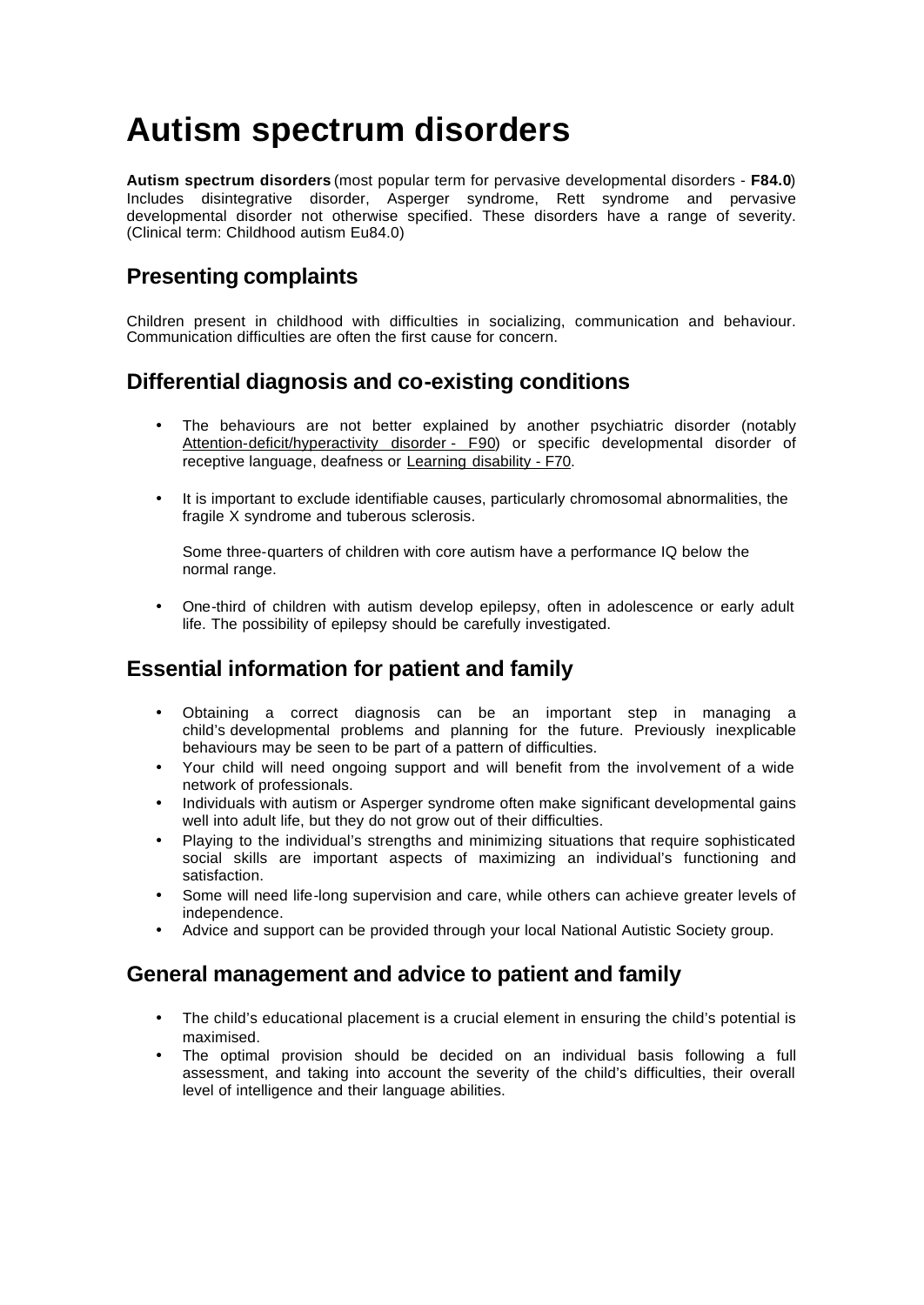# Autism spectrum disorders

**Autism spectrum disorders** (most popular term for pervasive developmental disorders - **F84.0**) Includes disintegrative disorder, Asperger syndrome, Rett syndrome and pervasive developmental disorder not otherwise specified. These disorders have a range of severity. (Clinical term: Childhood autism Eu84.0)

## Presenting complaints

Children present in childhood with difficulties in socializing, communication and behaviour. Communication difficulties are often the first cause for concern.

## Differential diagnosis and co-existing conditions

- The behaviours are not better explained by another psychiatric disorder (notably Attention-deficit/hyperactivity disorder - F90) or specific developmental disorder of receptive language, deafness or Learning disability - F70.

- It is important to exclude identifiable causes, particularly chromosomal abnormalities, the fragile X syndrome and tuberous sclerosis.

  Some three-quarters of children with core autism have a performance IQ below the normal range.

- One-third of children with autism develop epilepsy, often in adolescence or early adult life. The possibility of epilepsy should be carefully investigated.

## Essential information for patient and family

- Obtaining a correct diagnosis can be an important step in managing a child's developmental problems and planning for the future. Previously inexplicable behaviours may be seen to be part of a pattern of difficulties.
- Your child will need ongoing support and will benefit from the involvement of a wide network of professionals.
- Individuals with autism or Asperger syndrome often make significant developmental gains well into adult life, but they do not grow out of their difficulties.
- Playing to the individual's strengths and minimizing situations that require sophisticated social skills are important aspects of maximizing an individual's functioning and satisfaction.
- Some will need life-long supervision and care, while others can achieve greater levels of independence.
- Advice and support can be provided through your local National Autistic Society group.

## General management and advice to patient and family

- The child's educational placement is a crucial element in ensuring the child's potential is maximised.
- The optimal provision should be decided on an individual basis following a full assessment, and taking into account the severity of the child's difficulties, their overall level of intelligence and their language abilities.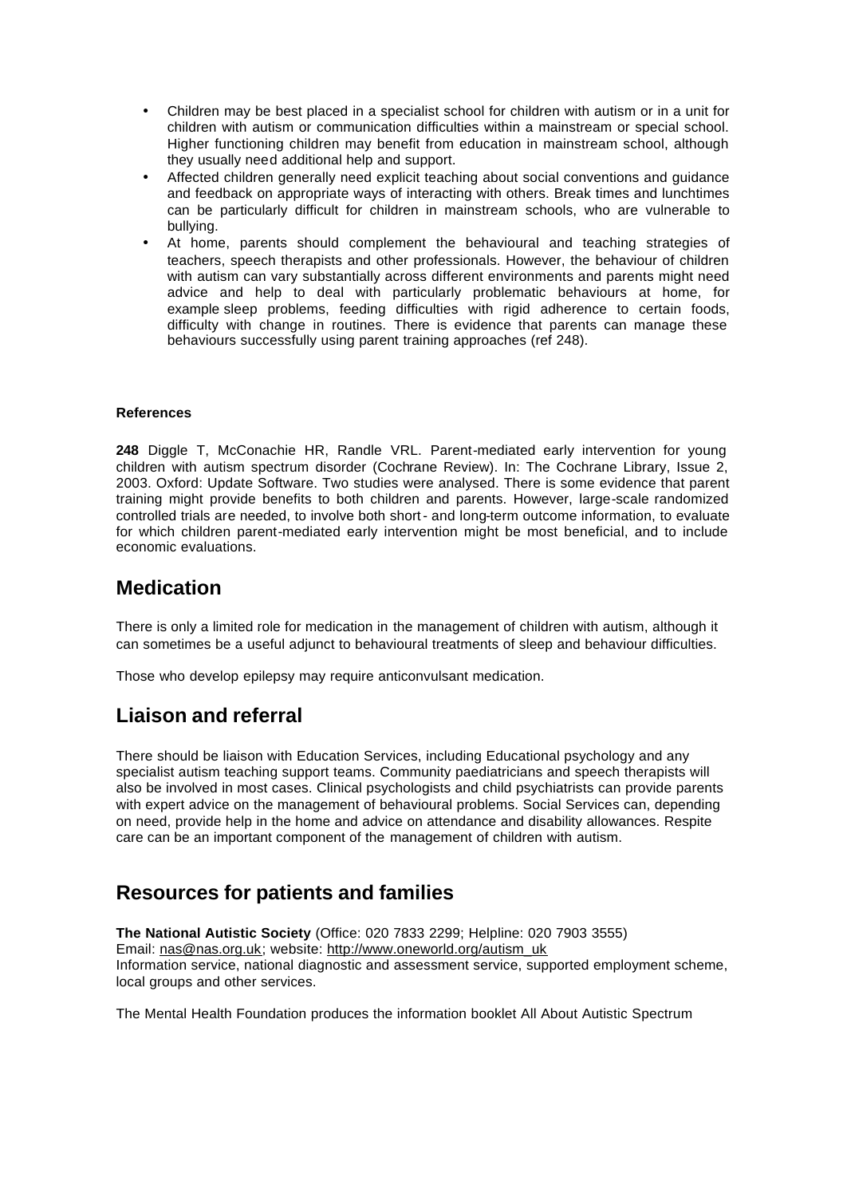- Children may be best placed in a specialist school for children with autism or in a unit for children with autism or communication difficulties within a mainstream or special school. Higher functioning children may benefit from education in mainstream school, although they usually need additional help and support.
- Affected children generally need explicit teaching about social conventions and guidance and feedback on appropriate ways of interacting with others. Break times and lunchtimes can be particularly difficult for children in mainstream schools, who are vulnerable to bullying.
- At home, parents should complement the behavioural and teaching strategies of teachers, speech therapists and other professionals. However, the behaviour of children with autism can vary substantially across different environments and parents might need advice and help to deal with particularly problematic behaviours at home, for example sleep problems, feeding difficulties with rigid adherence to certain foods, difficulty with change in routines. There is evidence that parents can manage these behaviours successfully using parent training approaches (ref 248).

**References**

**248** Diggle T, McConachie HR, Randle VRL. Parent-mediated early intervention for young children with autism spectrum disorder (Cochrane Review). In: The Cochrane Library, Issue 2, 2003. Oxford: Update Software. Two studies were analysed. There is some evidence that parent training might provide benefits to both children and parents. However, large-scale randomized controlled trials are needed, to involve both short- and long-term outcome information, to evaluate for which children parent-mediated early intervention might be most beneficial, and to include economic evaluations.

## Medication

There is only a limited role for medication in the management of children with autism, although it can sometimes be a useful adjunct to behavioural treatments of sleep and behaviour difficulties.

Those who develop epilepsy may require anticonvulsant medication.

## Liaison and referral

There should be liaison with Education Services, including Educational psychology and any specialist autism teaching support teams. Community paediatricians and speech therapists will also be involved in most cases. Clinical psychologists and child psychiatrists can provide parents with expert advice on the management of behavioural problems. Social Services can, depending on need, provide help in the home and advice on attendance and disability allowances. Respite care can be an important component of the management of children with autism.

## Resources for patients and families

**The National Autistic Society** (Office: 020 7833 2299; Helpline: 020 7903 3555)
Email: nas@nas.org.uk; website: http://www.oneworld.org/autism_uk
Information service, national diagnostic and assessment service, supported employment scheme, local groups and other services.

The Mental Health Foundation produces the information booklet All About Autistic Spectrum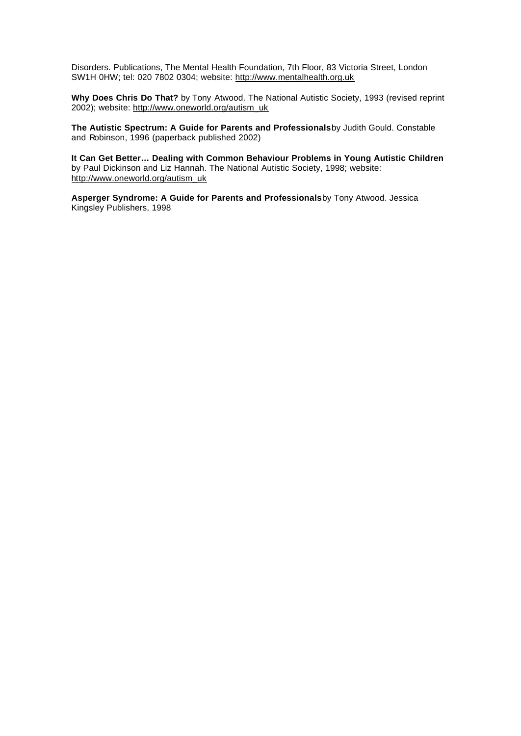Disorders. Publications, The Mental Health Foundation, 7th Floor, 83 Victoria Street, London SW1H 0HW; tel: 020 7802 0304; website: http://www.mentalhealth.org.uk

**Why Does Chris Do That?** by Tony Atwood. The National Autistic Society, 1993 (revised reprint 2002); website: http://www.oneworld.org/autism_uk

**The Autistic Spectrum: A Guide for Parents and Professionals** by Judith Gould. Constable and Robinson, 1996 (paperback published 2002)

**It Can Get Better… Dealing with Common Behaviour Problems in Young Autistic Children** by Paul Dickinson and Liz Hannah. The National Autistic Society, 1998; website: http://www.oneworld.org/autism_uk

**Asperger Syndrome: A Guide for Parents and Professionals** by Tony Atwood. Jessica Kingsley Publishers, 1998